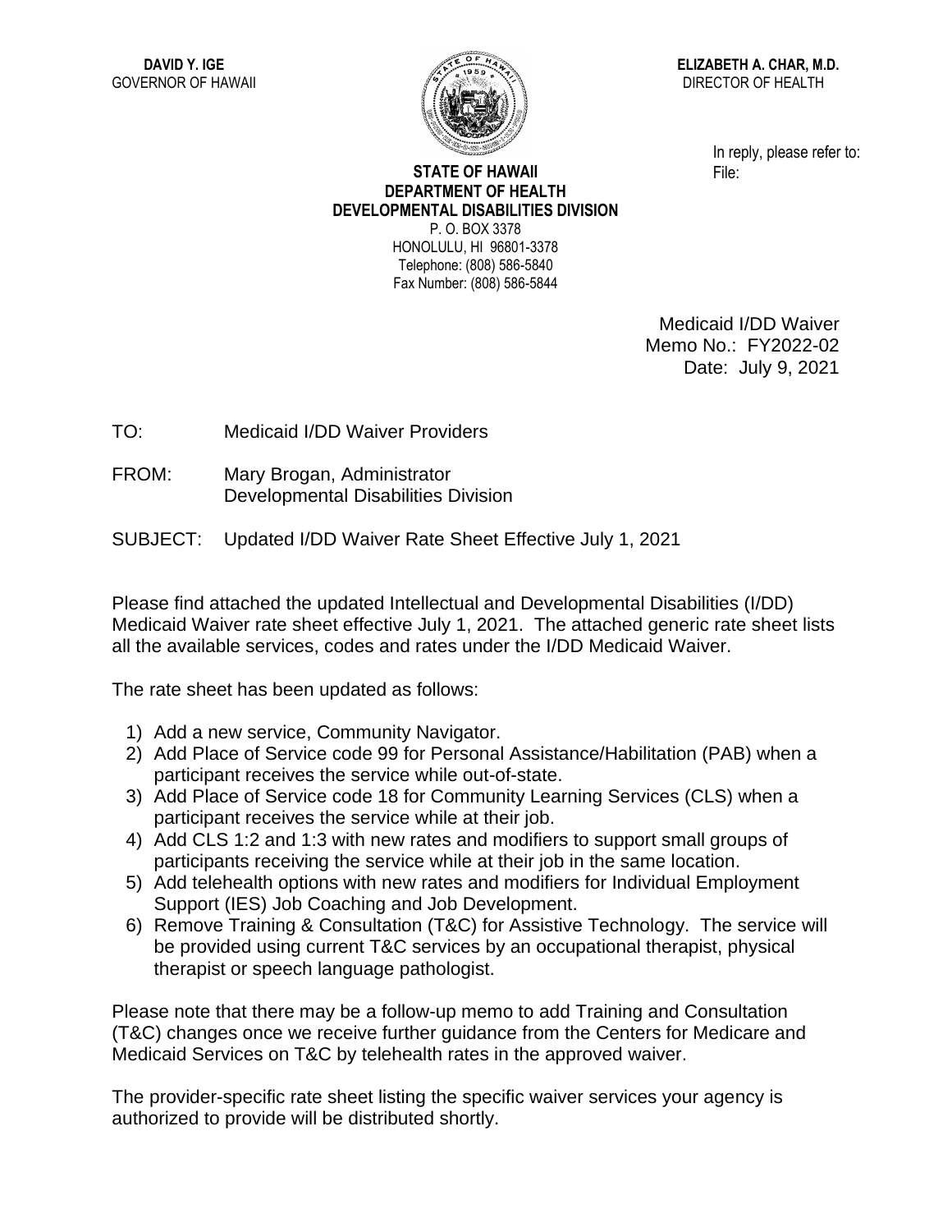**DAVID Y. IGE**
GOVERNOR OF HAWAII

**ELIZABETH A. CHAR, M.D.**
DIRECTOR OF HEALTH

**STATE OF HAWAII**
**DEPARTMENT OF HEALTH**
**DEVELOPMENTAL DISABILITIES DIVISION**
P. O. BOX 3378
HONOLULU, HI 96801-3378
Telephone: (808) 586-5840
Fax Number: (808) 586-5844

In reply, please refer to:
File:

Medicaid I/DD Waiver
Memo No.: FY2022-02
Date: July 9, 2021

TO: Medicaid I/DD Waiver Providers

FROM: Mary Brogan, Administrator
Developmental Disabilities Division

SUBJECT: Updated I/DD Waiver Rate Sheet Effective July 1, 2021

Please find attached the updated Intellectual and Developmental Disabilities (I/DD) Medicaid Waiver rate sheet effective July 1, 2021. The attached generic rate sheet lists all the available services, codes and rates under the I/DD Medicaid Waiver.

The rate sheet has been updated as follows:

1) Add a new service, Community Navigator.
2) Add Place of Service code 99 for Personal Assistance/Habilitation (PAB) when a participant receives the service while out-of-state.
3) Add Place of Service code 18 for Community Learning Services (CLS) when a participant receives the service while at their job.
4) Add CLS 1:2 and 1:3 with new rates and modifiers to support small groups of participants receiving the service while at their job in the same location.
5) Add telehealth options with new rates and modifiers for Individual Employment Support (IES) Job Coaching and Job Development.
6) Remove Training & Consultation (T&C) for Assistive Technology. The service will be provided using current T&C services by an occupational therapist, physical therapist or speech language pathologist.

Please note that there may be a follow-up memo to add Training and Consultation (T&C) changes once we receive further guidance from the Centers for Medicare and Medicaid Services on T&C by telehealth rates in the approved waiver.

The provider-specific rate sheet listing the specific waiver services your agency is authorized to provide will be distributed shortly.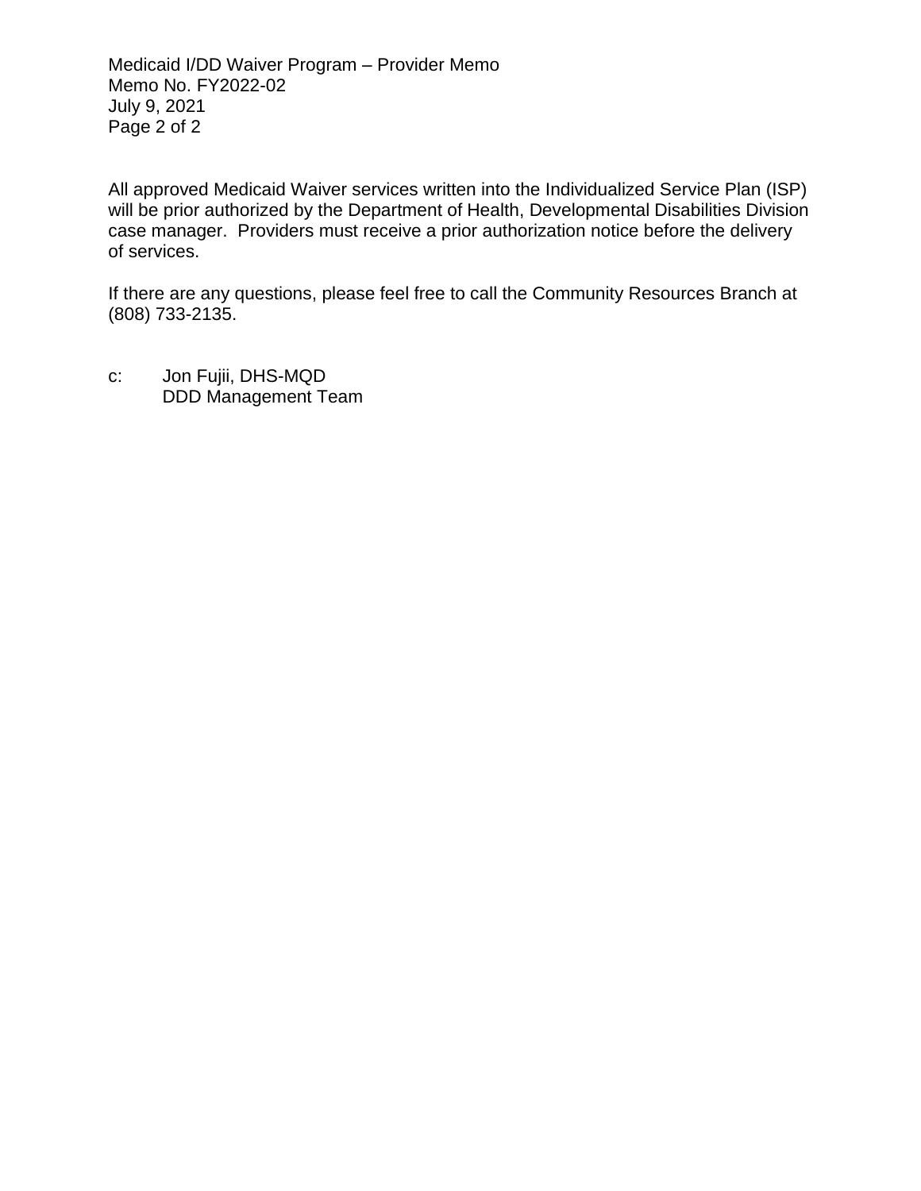All approved Medicaid Waiver services written into the Individualized Service Plan (ISP) will be prior authorized by the Department of Health, Developmental Disabilities Division case manager. Providers must receive a prior authorization notice before the delivery of services.

If there are any questions, please feel free to call the Community Resources Branch at (808) 733-2135.

c: Jon Fujii, DHS-MQD
DDD Management Team